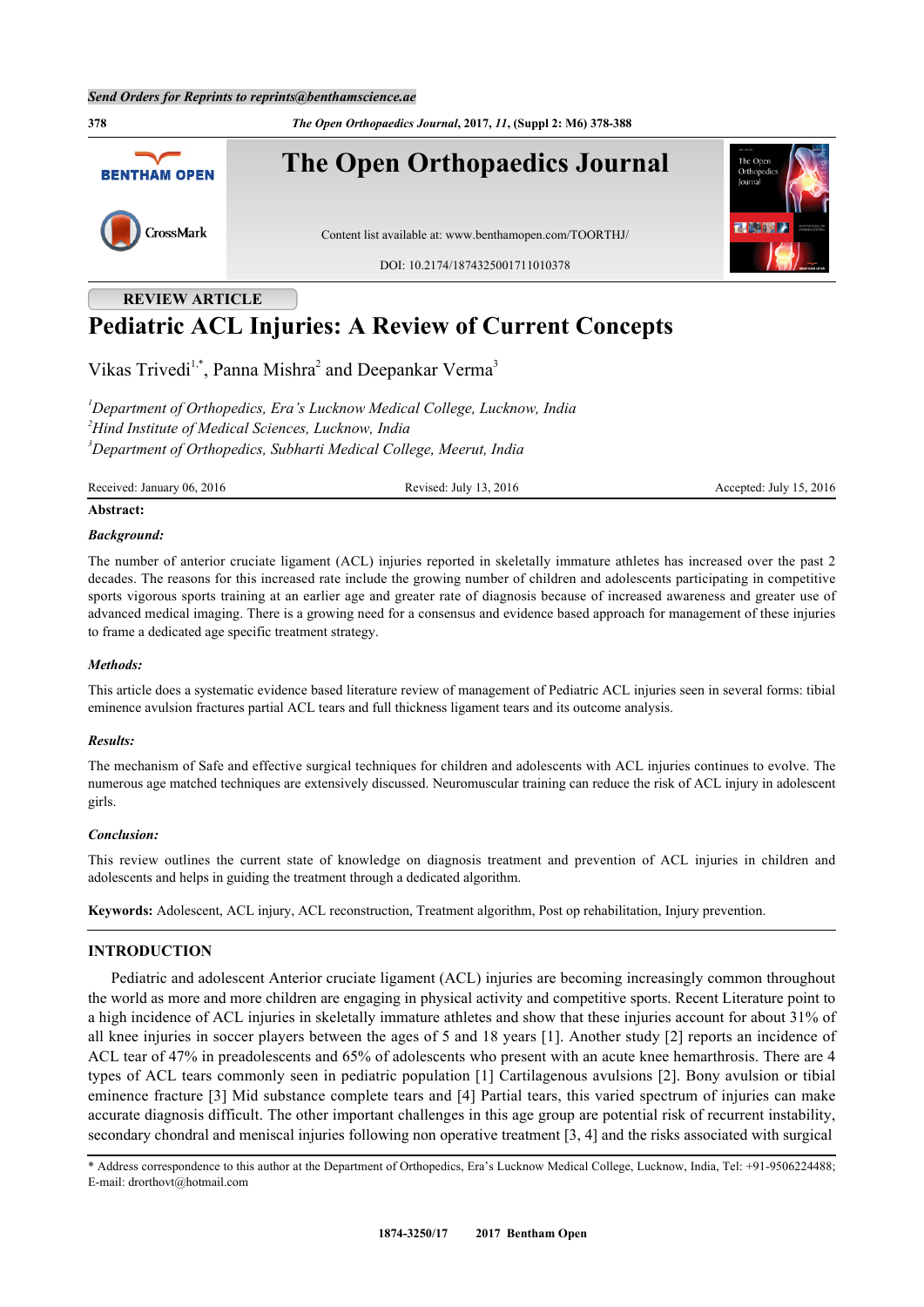Send Orders for Reprints to reprints@benthamscience.ae

**REVIEW ARTICLE**

# Pediatric ACL Injuries: A Review of Current Concepts

Vikas Trivedi[1,*], Panna Mishra[2] and Deepankar Verma[3]

*[1]Department of Orthopedics, Era's Lucknow Medical College, Lucknow, India*
*[2]Hind Institute of Medical Sciences, Lucknow, India*
*[3]Department of Orthopedics, Subharti Medical College, Meerut, India*

Received: January 06, 2016 | Revised: July 13, 2016 | Accepted: July 15, 2016

**Abstract:**

***Background:***

The number of anterior cruciate ligament (ACL) injuries reported in skeletally immature athletes has increased over the past 2 decades. The reasons for this increased rate include the growing number of children and adolescents participating in competitive sports vigorous sports training at an earlier age and greater rate of diagnosis because of increased awareness and greater use of advanced medical imaging. There is a growing need for a consensus and evidence based approach for management of these injuries to frame a dedicated age specific treatment strategy.

***Methods:***

This article does a systematic evidence based literature review of management of Pediatric ACL injuries seen in several forms: tibial eminence avulsion fractures partial ACL tears and full thickness ligament tears and its outcome analysis.

***Results:***

The mechanism of Safe and effective surgical techniques for children and adolescents with ACL injuries continues to evolve. The numerous age matched techniques are extensively discussed. Neuromuscular training can reduce the risk of ACL injury in adolescent girls.

***Conclusion:***

This review outlines the current state of knowledge on diagnosis treatment and prevention of ACL injuries in children and adolescents and helps in guiding the treatment through a dedicated algorithm.

**Keywords:** Adolescent, ACL injury, ACL reconstruction, Treatment algorithm, Post op rehabilitation, Injury prevention.

## INTRODUCTION

Pediatric and adolescent Anterior cruciate ligament (ACL) injuries are becoming increasingly common throughout the world as more and more children are engaging in physical activity and competitive sports. Recent Literature point to a high incidence of ACL injuries in skeletally immature athletes and show that these injuries account for about 31% of all knee injuries in soccer players between the ages of 5 and 18 years [1]. Another study [2] reports an incidence of ACL tear of 47% in preadolescents and 65% of adolescents who present with an acute knee hemarthrosis. There are 4 types of ACL tears commonly seen in pediatric population [1] Cartilagenous avulsions [2]. Bony avulsion or tibial eminence fracture [3] Mid substance complete tears and [4] Partial tears, this varied spectrum of injuries can make accurate diagnosis difficult. The other important challenges in this age group are potential risk of recurrent instability, secondary chondral and meniscal injuries following non operative treatment [3, 4] and the risks associated with surgical

\* Address correspondence to this author at the Department of Orthopedics, Era's Lucknow Medical College, Lucknow, India, Tel: +91-9506224488; E-mail: drorthovt@hotmail.com

1874-3250/17 2017 Bentham Open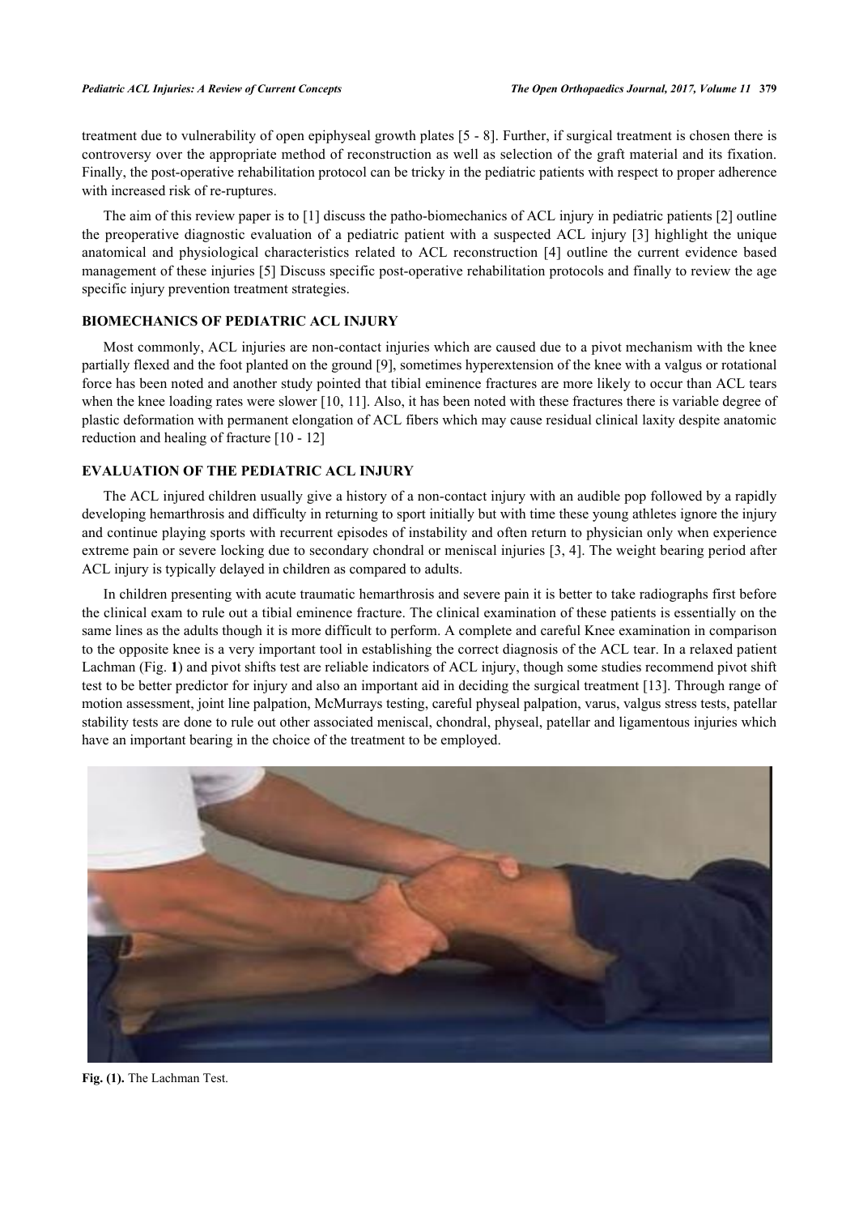treatment due to vulnerability of open epiphyseal growth plates [5 - 8]. Further, if surgical treatment is chosen there is controversy over the appropriate method of reconstruction as well as selection of the graft material and its fixation. Finally, the post-operative rehabilitation protocol can be tricky in the pediatric patients with respect to proper adherence with increased risk of re-ruptures.

The aim of this review paper is to [1] discuss the patho-biomechanics of ACL injury in pediatric patients [2] outline the preoperative diagnostic evaluation of a pediatric patient with a suspected ACL injury [3] highlight the unique anatomical and physiological characteristics related to ACL reconstruction [4] outline the current evidence based management of these injuries [5] Discuss specific post-operative rehabilitation protocols and finally to review the age specific injury prevention treatment strategies.

## BIOMECHANICS OF PEDIATRIC ACL INJURY

Most commonly, ACL injuries are non-contact injuries which are caused due to a pivot mechanism with the knee partially flexed and the foot planted on the ground [9], sometimes hyperextension of the knee with a valgus or rotational force has been noted and another study pointed that tibial eminence fractures are more likely to occur than ACL tears when the knee loading rates were slower [10, 11]. Also, it has been noted with these fractures there is variable degree of plastic deformation with permanent elongation of ACL fibers which may cause residual clinical laxity despite anatomic reduction and healing of fracture [10 - 12]

## EVALUATION OF THE PEDIATRIC ACL INJURY

The ACL injured children usually give a history of a non-contact injury with an audible pop followed by a rapidly developing hemarthrosis and difficulty in returning to sport initially but with time these young athletes ignore the injury and continue playing sports with recurrent episodes of instability and often return to physician only when experience extreme pain or severe locking due to secondary chondral or meniscal injuries [3, 4]. The weight bearing period after ACL injury is typically delayed in children as compared to adults.

In children presenting with acute traumatic hemarthrosis and severe pain it is better to take radiographs first before the clinical exam to rule out a tibial eminence fracture. The clinical examination of these patients is essentially on the same lines as the adults though it is more difficult to perform. A complete and careful Knee examination in comparison to the opposite knee is a very important tool in establishing the correct diagnosis of the ACL tear. In a relaxed patient Lachman (Fig. **1**) and pivot shifts test are reliable indicators of ACL injury, though some studies recommend pivot shift test to be better predictor for injury and also an important aid in deciding the surgical treatment [13]. Through range of motion assessment, joint line palpation, McMurrays testing, careful physeal palpation, varus, valgus stress tests, patellar stability tests are done to rule out other associated meniscal, chondral, physeal, patellar and ligamentous injuries which have an important bearing in the choice of the treatment to be employed.

**Fig. (1).** The Lachman Test.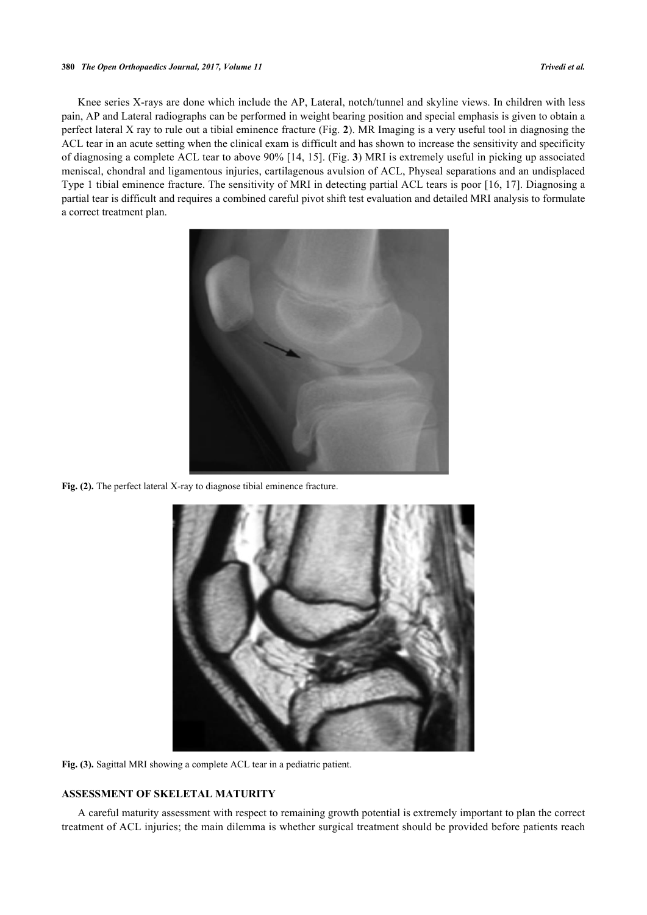Knee series X-rays are done which include the AP, Lateral, notch/tunnel and skyline views. In children with less pain, AP and Lateral radiographs can be performed in weight bearing position and special emphasis is given to obtain a perfect lateral X ray to rule out a tibial eminence fracture (Fig. **2**). MR Imaging is a very useful tool in diagnosing the ACL tear in an acute setting when the clinical exam is difficult and has shown to increase the sensitivity and specificity of diagnosing a complete ACL tear to above 90% [14, 15]. (Fig. **3**) MRI is extremely useful in picking up associated meniscal, chondral and ligamentous injuries, cartilagenous avulsion of ACL, Physeal separations and an undisplaced Type 1 tibial eminence fracture. The sensitivity of MRI in detecting partial ACL tears is poor [16, 17]. Diagnosing a partial tear is difficult and requires a combined careful pivot shift test evaluation and detailed MRI analysis to formulate a correct treatment plan.

**Fig. (2).** The perfect lateral X-ray to diagnose tibial eminence fracture.

**Fig. (3).** Sagittal MRI showing a complete ACL tear in a pediatric patient.

## ASSESSMENT OF SKELETAL MATURITY

A careful maturity assessment with respect to remaining growth potential is extremely important to plan the correct treatment of ACL injuries; the main dilemma is whether surgical treatment should be provided before patients reach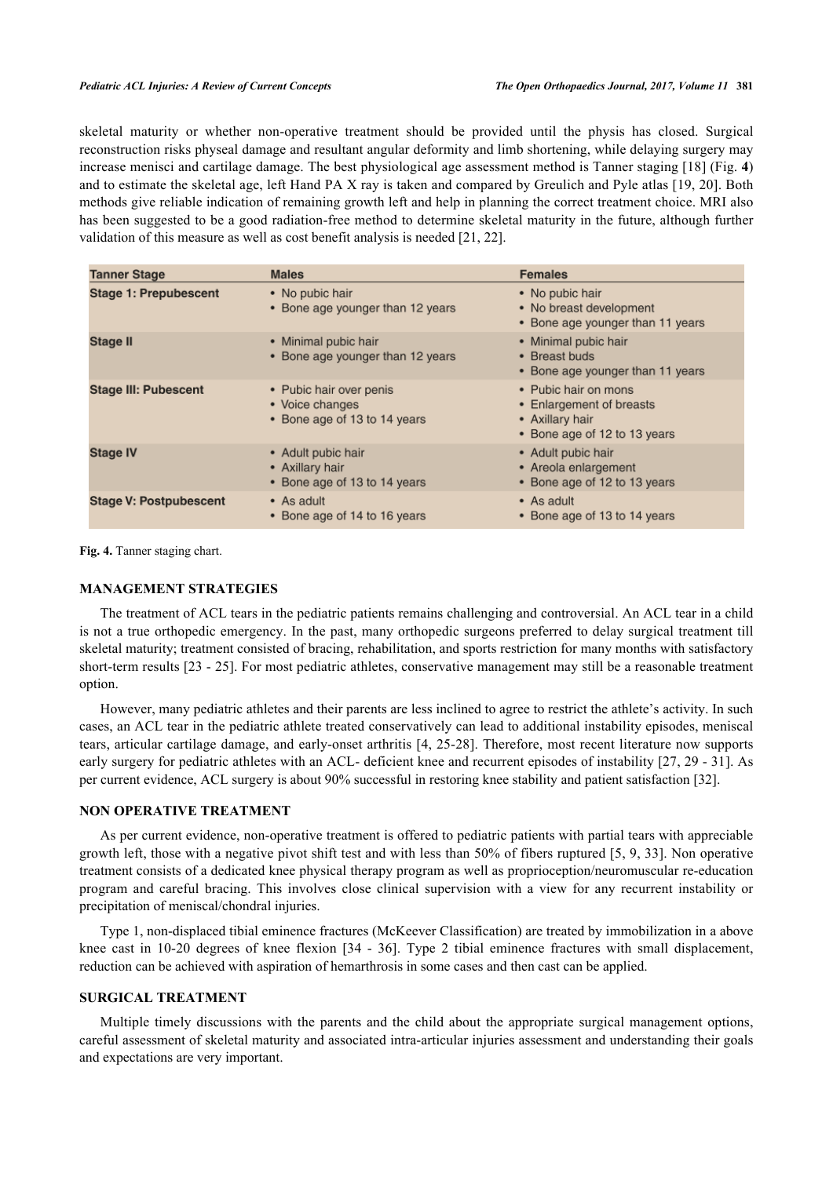skeletal maturity or whether non-operative treatment should be provided until the physis has closed. Surgical reconstruction risks physeal damage and resultant angular deformity and limb shortening, while delaying surgery may increase menisci and cartilage damage. The best physiological age assessment method is Tanner staging [18] (Fig. **4**) and to estimate the skeletal age, left Hand PA X ray is taken and compared by Greulich and Pyle atlas [19, 20]. Both methods give reliable indication of remaining growth left and help in planning the correct treatment choice. MRI also has been suggested to be a good radiation-free method to determine skeletal maturity in the future, although further validation of this measure as well as cost benefit analysis is needed [21, 22].

| Tanner Stage | Males | Females |
|---|---|---|
| **Stage 1: Prepubescent** | • No pubic hair<br>• Bone age younger than 12 years | • No pubic hair<br>• No breast development<br>• Bone age younger than 11 years |
| **Stage II** | • Minimal pubic hair<br>• Bone age younger than 12 years | • Minimal pubic hair<br>• Breast buds<br>• Bone age younger than 11 years |
| **Stage III: Pubescent** | • Pubic hair over penis<br>• Voice changes<br>• Bone age of 13 to 14 years | • Pubic hair on mons<br>• Enlargement of breasts<br>• Axillary hair<br>• Bone age of 12 to 13 years |
| **Stage IV** | • Adult pubic hair<br>• Axillary hair<br>• Bone age of 13 to 14 years | • Adult pubic hair<br>• Areola enlargement<br>• Bone age of 12 to 13 years |
| **Stage V: Postpubescent** | • As adult<br>• Bone age of 14 to 16 years | • As adult<br>• Bone age of 13 to 14 years |

**Fig. 4.** Tanner staging chart.

## MANAGEMENT STRATEGIES

The treatment of ACL tears in the pediatric patients remains challenging and controversial. An ACL tear in a child is not a true orthopedic emergency. In the past, many orthopedic surgeons preferred to delay surgical treatment till skeletal maturity; treatment consisted of bracing, rehabilitation, and sports restriction for many months with satisfactory short-term results [23 - 25]. For most pediatric athletes, conservative management may still be a reasonable treatment option.

However, many pediatric athletes and their parents are less inclined to agree to restrict the athlete's activity. In such cases, an ACL tear in the pediatric athlete treated conservatively can lead to additional instability episodes, meniscal tears, articular cartilage damage, and early-onset arthritis [4, 25-28]. Therefore, most recent literature now supports early surgery for pediatric athletes with an ACL- deficient knee and recurrent episodes of instability [27, 29 - 31]. As per current evidence, ACL surgery is about 90% successful in restoring knee stability and patient satisfaction [32].

## NON OPERATIVE TREATMENT

As per current evidence, non-operative treatment is offered to pediatric patients with partial tears with appreciable growth left, those with a negative pivot shift test and with less than 50% of fibers ruptured [5, 9, 33]. Non operative treatment consists of a dedicated knee physical therapy program as well as proprioception/neuromuscular re-education program and careful bracing. This involves close clinical supervision with a view for any recurrent instability or precipitation of meniscal/chondral injuries.

Type 1, non-displaced tibial eminence fractures (McKeever Classification) are treated by immobilization in a above knee cast in 10-20 degrees of knee flexion [34 - 36]. Type 2 tibial eminence fractures with small displacement, reduction can be achieved with aspiration of hemarthrosis in some cases and then cast can be applied.

## SURGICAL TREATMENT

Multiple timely discussions with the parents and the child about the appropriate surgical management options, careful assessment of skeletal maturity and associated intra-articular injuries assessment and understanding their goals and expectations are very important.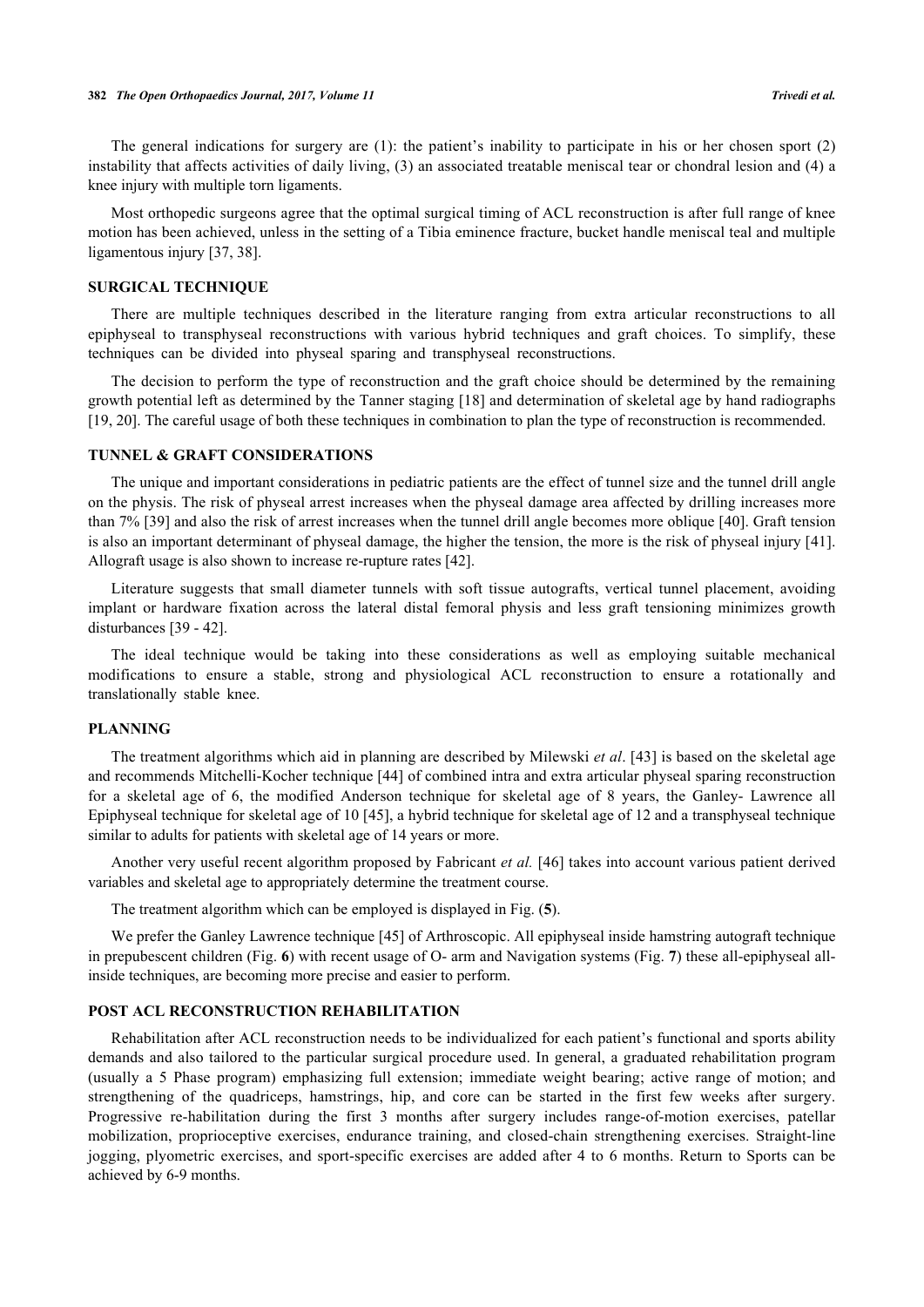The general indications for surgery are (1): the patient's inability to participate in his or her chosen sport (2) instability that affects activities of daily living, (3) an associated treatable meniscal tear or chondral lesion and (4) a knee injury with multiple torn ligaments.

Most orthopedic surgeons agree that the optimal surgical timing of ACL reconstruction is after full range of knee motion has been achieved, unless in the setting of a Tibia eminence fracture, bucket handle meniscal teal and multiple ligamentous injury [37, 38].

## SURGICAL TECHNIQUE

There are multiple techniques described in the literature ranging from extra articular reconstructions to all epiphyseal to transphyseal reconstructions with various hybrid techniques and graft choices. To simplify, these techniques can be divided into physeal sparing and transphyseal reconstructions.

The decision to perform the type of reconstruction and the graft choice should be determined by the remaining growth potential left as determined by the Tanner staging [18] and determination of skeletal age by hand radiographs [19, 20]. The careful usage of both these techniques in combination to plan the type of reconstruction is recommended.

## TUNNEL & GRAFT CONSIDERATIONS

The unique and important considerations in pediatric patients are the effect of tunnel size and the tunnel drill angle on the physis. The risk of physeal arrest increases when the physeal damage area affected by drilling increases more than 7% [39] and also the risk of arrest increases when the tunnel drill angle becomes more oblique [40]. Graft tension is also an important determinant of physeal damage, the higher the tension, the more is the risk of physeal injury [41]. Allograft usage is also shown to increase re-rupture rates [42].

Literature suggests that small diameter tunnels with soft tissue autografts, vertical tunnel placement, avoiding implant or hardware fixation across the lateral distal femoral physis and less graft tensioning minimizes growth disturbances [39 - 42].

The ideal technique would be taking into these considerations as well as employing suitable mechanical modifications to ensure a stable, strong and physiological ACL reconstruction to ensure a rotationally and translationally stable knee.

## PLANNING

The treatment algorithms which aid in planning are described by Milewski *et al*. [43] is based on the skeletal age and recommends Mitchelli-Kocher technique [44] of combined intra and extra articular physeal sparing reconstruction for a skeletal age of 6, the modified Anderson technique for skeletal age of 8 years, the Ganley- Lawrence all Epiphyseal technique for skeletal age of 10 [45], a hybrid technique for skeletal age of 12 and a transphyseal technique similar to adults for patients with skeletal age of 14 years or more.

Another very useful recent algorithm proposed by Fabricant *et al.* [46] takes into account various patient derived variables and skeletal age to appropriately determine the treatment course.

The treatment algorithm which can be employed is displayed in Fig. (**5**).

We prefer the Ganley Lawrence technique [45] of Arthroscopic. All epiphyseal inside hamstring autograft technique in prepubescent children (Fig. **6**) with recent usage of O- arm and Navigation systems (Fig. **7**) these all-epiphyseal all-inside techniques, are becoming more precise and easier to perform.

## POST ACL RECONSTRUCTION REHABILITATION

Rehabilitation after ACL reconstruction needs to be individualized for each patient's functional and sports ability demands and also tailored to the particular surgical procedure used. In general, a graduated rehabilitation program (usually a 5 Phase program) emphasizing full extension; immediate weight bearing; active range of motion; and strengthening of the quadriceps, hamstrings, hip, and core can be started in the first few weeks after surgery. Progressive re-habilitation during the first 3 months after surgery includes range-of-motion exercises, patellar mobilization, proprioceptive exercises, endurance training, and closed-chain strengthening exercises. Straight-line jogging, plyometric exercises, and sport-specific exercises are added after 4 to 6 months. Return to Sports can be achieved by 6-9 months.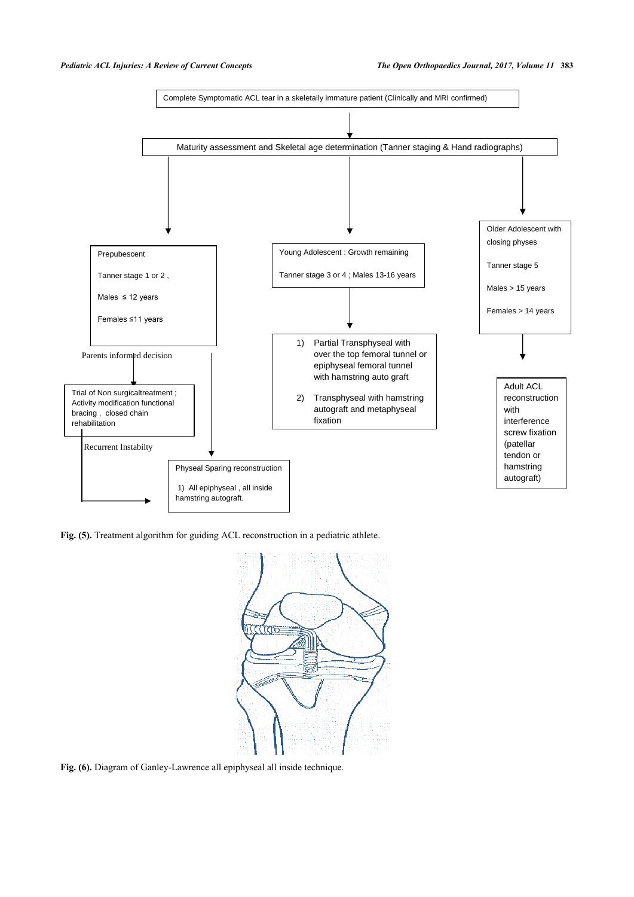Complete Symptomatic ACL tear in a skeletally immature patient (Clinically and MRI confirmed)

Maturity assessment and Skeletal age determination (Tanner staging & Hand radiographs)

Prepubescent

Tanner stage 1 or 2 ,

Males ≤ 12 years

Females ≤11 years

Parents informed decision

Trial of Non surgicaltreatment ; Activity modification functional bracing , closed chain rehabilitation

Recurrent Instabilty

Physeal Sparing reconstruction

1) All epiphyseal , all inside hamstring autograft.

Young Adolescent : Growth remaining

Tanner stage 3 or 4 ; Males 13-16 years

1) Partial Transphyseal with over the top femoral tunnel or epiphyseal femoral tunnel with hamstring auto graft
2) Transphyseal with hamstring autograft and metaphyseal fixation

Older Adolescent with closing physes

Tanner stage 5

Males > 15 years

Females > 14 years

Adult ACL reconstruction with interference screw fixation (patellar tendon or hamstring autograft)

**Fig. (5).** Treatment algorithm for guiding ACL reconstruction in a pediatric athlete.

**Fig. (6).** Diagram of Ganley-Lawrence all epiphyseal all inside technique.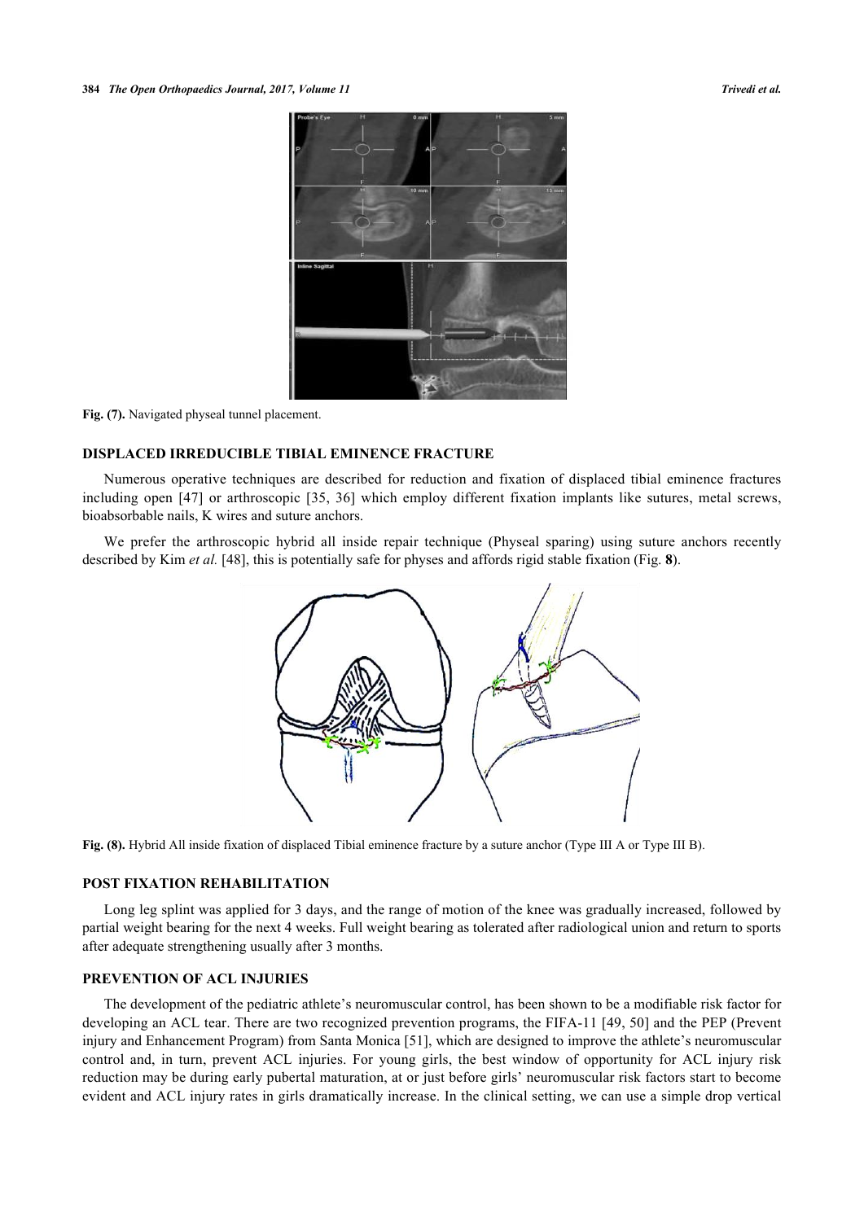Fig. (7). Navigated physeal tunnel placement.

## DISPLACED IRREDUCIBLE TIBIAL EMINENCE FRACTURE

Numerous operative techniques are described for reduction and fixation of displaced tibial eminence fractures including open [47] or arthroscopic [35, 36] which employ different fixation implants like sutures, metal screws, bioabsorbable nails, K wires and suture anchors.

We prefer the arthroscopic hybrid all inside repair technique (Physeal sparing) using suture anchors recently described by Kim *et al.* [48], this is potentially safe for physes and affords rigid stable fixation (Fig. **8**).

Fig. (8). Hybrid All inside fixation of displaced Tibial eminence fracture by a suture anchor (Type III A or Type III B).

## POST FIXATION REHABILITATION

Long leg splint was applied for 3 days, and the range of motion of the knee was gradually increased, followed by partial weight bearing for the next 4 weeks. Full weight bearing as tolerated after radiological union and return to sports after adequate strengthening usually after 3 months.

## PREVENTION OF ACL INJURIES

The development of the pediatric athlete's neuromuscular control, has been shown to be a modifiable risk factor for developing an ACL tear. There are two recognized prevention programs, the FIFA-11 [49, 50] and the PEP (Prevent injury and Enhancement Program) from Santa Monica [51], which are designed to improve the athlete's neuromuscular control and, in turn, prevent ACL injuries. For young girls, the best window of opportunity for ACL injury risk reduction may be during early pubertal maturation, at or just before girls' neuromuscular risk factors start to become evident and ACL injury rates in girls dramatically increase. In the clinical setting, we can use a simple drop vertical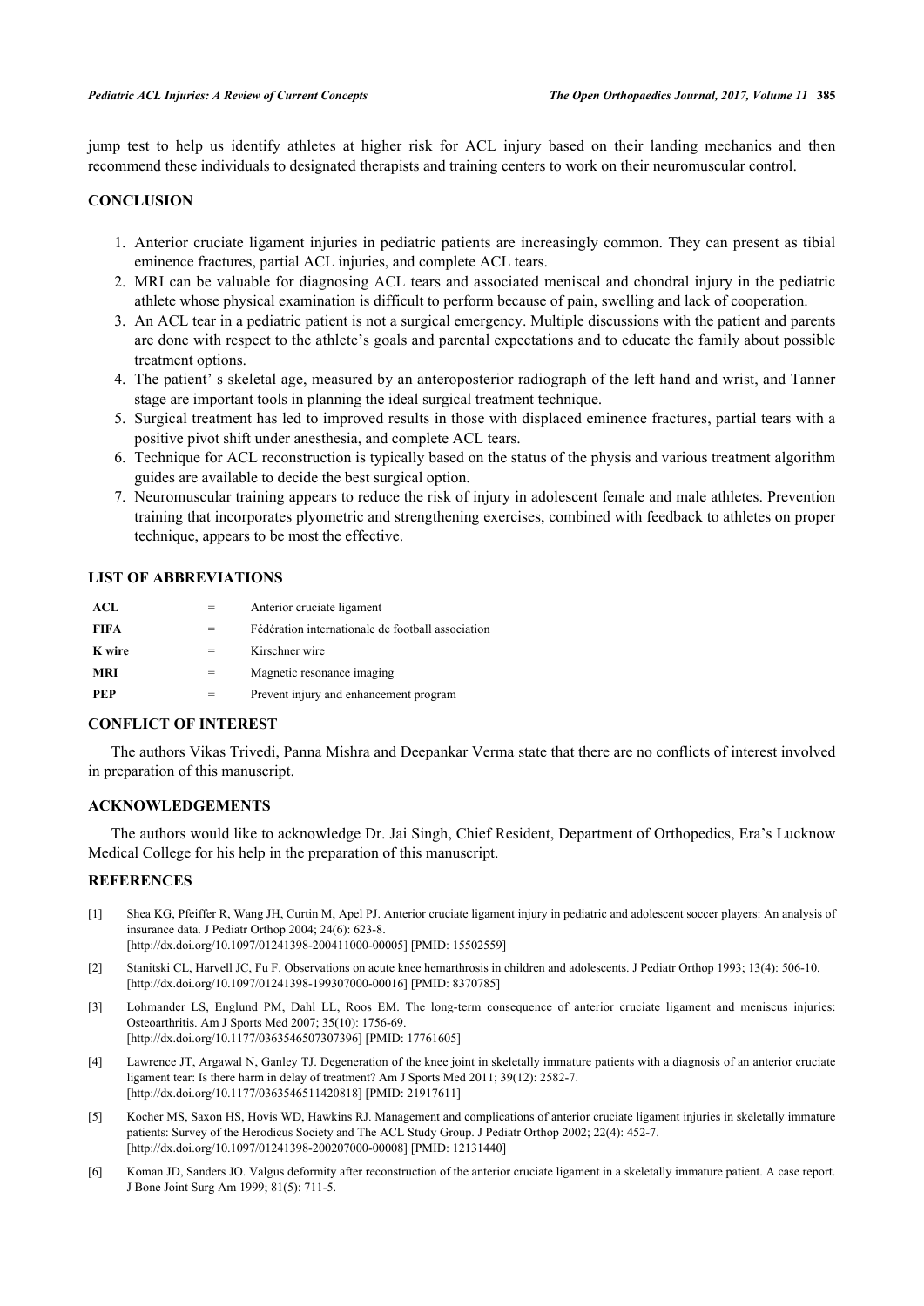jump test to help us identify athletes at higher risk for ACL injury based on their landing mechanics and then recommend these individuals to designated therapists and training centers to work on their neuromuscular control.

## CONCLUSION

1. Anterior cruciate ligament injuries in pediatric patients are increasingly common. They can present as tibial eminence fractures, partial ACL injuries, and complete ACL tears.
2. MRI can be valuable for diagnosing ACL tears and associated meniscal and chondral injury in the pediatric athlete whose physical examination is difficult to perform because of pain, swelling and lack of cooperation.
3. An ACL tear in a pediatric patient is not a surgical emergency. Multiple discussions with the patient and parents are done with respect to the athlete's goals and parental expectations and to educate the family about possible treatment options.
4. The patient' s skeletal age, measured by an anteroposterior radiograph of the left hand and wrist, and Tanner stage are important tools in planning the ideal surgical treatment technique.
5. Surgical treatment has led to improved results in those with displaced eminence fractures, partial tears with a positive pivot shift under anesthesia, and complete ACL tears.
6. Technique for ACL reconstruction is typically based on the status of the physis and various treatment algorithm guides are available to decide the best surgical option.
7. Neuromuscular training appears to reduce the risk of injury in adolescent female and male athletes. Prevention training that incorporates plyometric and strengthening exercises, combined with feedback to athletes on proper technique, appears to be most the effective.

## LIST OF ABBREVIATIONS

| | | |
|---|---|---|
| **ACL** | = | Anterior cruciate ligament |
| **FIFA** | = | Fédération internationale de football association |
| **K wire** | = | Kirschner wire |
| **MRI** | = | Magnetic resonance imaging |
| **PEP** | = | Prevent injury and enhancement program |

## CONFLICT OF INTEREST

The authors Vikas Trivedi, Panna Mishra and Deepankar Verma state that there are no conflicts of interest involved in preparation of this manuscript.

## ACKNOWLEDGEMENTS

The authors would like to acknowledge Dr. Jai Singh, Chief Resident, Department of Orthopedics, Era's Lucknow Medical College for his help in the preparation of this manuscript.

## REFERENCES

[1] Shea KG, Pfeiffer R, Wang JH, Curtin M, Apel PJ. Anterior cruciate ligament injury in pediatric and adolescent soccer players: An analysis of insurance data. J Pediatr Orthop 2004; 24(6): 623-8. [http://dx.doi.org/10.1097/01241398-200411000-00005] [PMID: 15502559]

[2] Stanitski CL, Harvell JC, Fu F. Observations on acute knee hemarthrosis in children and adolescents. J Pediatr Orthop 1993; 13(4): 506-10. [http://dx.doi.org/10.1097/01241398-199307000-00016] [PMID: 8370785]

[3] Lohmander LS, Englund PM, Dahl LL, Roos EM. The long-term consequence of anterior cruciate ligament and meniscus injuries: Osteoarthritis. Am J Sports Med 2007; 35(10): 1756-69. [http://dx.doi.org/10.1177/0363546507307396] [PMID: 17761605]

[4] Lawrence JT, Argawal N, Ganley TJ. Degeneration of the knee joint in skeletally immature patients with a diagnosis of an anterior cruciate ligament tear: Is there harm in delay of treatment? Am J Sports Med 2011; 39(12): 2582-7. [http://dx.doi.org/10.1177/0363546511420818] [PMID: 21917611]

[5] Kocher MS, Saxon HS, Hovis WD, Hawkins RJ. Management and complications of anterior cruciate ligament injuries in skeletally immature patients: Survey of the Herodicus Society and The ACL Study Group. J Pediatr Orthop 2002; 22(4): 452-7. [http://dx.doi.org/10.1097/01241398-200207000-00008] [PMID: 12131440]

[6] Koman JD, Sanders JO. Valgus deformity after reconstruction of the anterior cruciate ligament in a skeletally immature patient. A case report. J Bone Joint Surg Am 1999; 81(5): 711-5.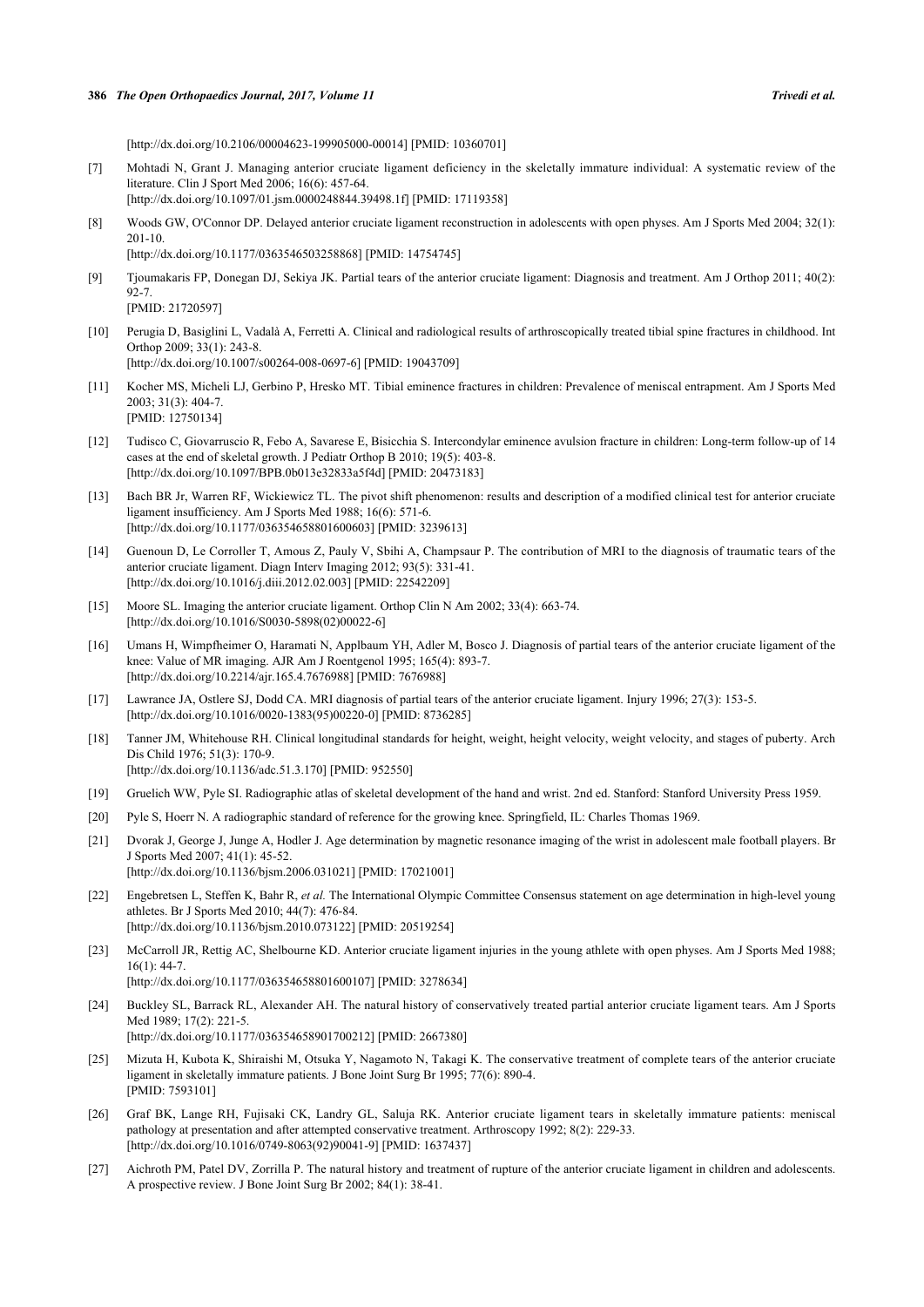[http://dx.doi.org/10.2106/00004623-199905000-00014] [PMID: 10360701]

[7] Mohtadi N, Grant J. Managing anterior cruciate ligament deficiency in the skeletally immature individual: A systematic review of the literature. Clin J Sport Med 2006; 16(6): 457-64.
[http://dx.doi.org/10.1097/01.jsm.0000248844.39498.1f] [PMID: 17119358]

[8] Woods GW, O'Connor DP. Delayed anterior cruciate ligament reconstruction in adolescents with open physes. Am J Sports Med 2004; 32(1): 201-10.
[http://dx.doi.org/10.1177/0363546503258868] [PMID: 14754745]

[9] Tjoumakaris FP, Donegan DJ, Sekiya JK. Partial tears of the anterior cruciate ligament: Diagnosis and treatment. Am J Orthop 2011; 40(2): 92-7.
[PMID: 21720597]

[10] Perugia D, Basiglini L, Vadalà A, Ferretti A. Clinical and radiological results of arthroscopically treated tibial spine fractures in childhood. Int Orthop 2009; 33(1): 243-8.
[http://dx.doi.org/10.1007/s00264-008-0697-6] [PMID: 19043709]

[11] Kocher MS, Micheli LJ, Gerbino P, Hresko MT. Tibial eminence fractures in children: Prevalence of meniscal entrapment. Am J Sports Med 2003; 31(3): 404-7.
[PMID: 12750134]

[12] Tudisco C, Giovarruscio R, Febo A, Savarese E, Bisicchia S. Intercondylar eminence avulsion fracture in children: Long-term follow-up of 14 cases at the end of skeletal growth. J Pediatr Orthop B 2010; 19(5): 403-8.
[http://dx.doi.org/10.1097/BPB.0b013e32833a5f4d] [PMID: 20473183]

[13] Bach BR Jr, Warren RF, Wickiewicz TL. The pivot shift phenomenon: results and description of a modified clinical test for anterior cruciate ligament insufficiency. Am J Sports Med 1988; 16(6): 571-6.
[http://dx.doi.org/10.1177/036354658801600603] [PMID: 3239613]

[14] Guenoun D, Le Corroller T, Amous Z, Pauly V, Sbihi A, Champsaur P. The contribution of MRI to the diagnosis of traumatic tears of the anterior cruciate ligament. Diagn Interv Imaging 2012; 93(5): 331-41.
[http://dx.doi.org/10.1016/j.diii.2012.02.003] [PMID: 22542209]

[15] Moore SL. Imaging the anterior cruciate ligament. Orthop Clin N Am 2002; 33(4): 663-74.
[http://dx.doi.org/10.1016/S0030-5898(02)00022-6]

[16] Umans H, Wimpfheimer O, Haramati N, Applbaum YH, Adler M, Bosco J. Diagnosis of partial tears of the anterior cruciate ligament of the knee: Value of MR imaging. AJR Am J Roentgenol 1995; 165(4): 893-7.
[http://dx.doi.org/10.2214/ajr.165.4.7676988] [PMID: 7676988]

[17] Lawrance JA, Ostlere SJ, Dodd CA. MRI diagnosis of partial tears of the anterior cruciate ligament. Injury 1996; 27(3): 153-5.
[http://dx.doi.org/10.1016/0020-1383(95)00220-0] [PMID: 8736285]

[18] Tanner JM, Whitehouse RH. Clinical longitudinal standards for height, weight, height velocity, weight velocity, and stages of puberty. Arch Dis Child 1976; 51(3): 170-9.
[http://dx.doi.org/10.1136/adc.51.3.170] [PMID: 952550]

[19] Gruelich WW, Pyle SI. Radiographic atlas of skeletal development of the hand and wrist. 2nd ed. Stanford: Stanford University Press 1959.

[20] Pyle S, Hoerr N. A radiographic standard of reference for the growing knee. Springfield, IL: Charles Thomas 1969.

[21] Dvorak J, George J, Junge A, Hodler J. Age determination by magnetic resonance imaging of the wrist in adolescent male football players. Br J Sports Med 2007; 41(1): 45-52.
[http://dx.doi.org/10.1136/bjsm.2006.031021] [PMID: 17021001]

[22] Engebretsen L, Steffen K, Bahr R, *et al.* The International Olympic Committee Consensus statement on age determination in high-level young athletes. Br J Sports Med 2010; 44(7): 476-84.
[http://dx.doi.org/10.1136/bjsm.2010.073122] [PMID: 20519254]

[23] McCarroll JR, Rettig AC, Shelbourne KD. Anterior cruciate ligament injuries in the young athlete with open physes. Am J Sports Med 1988; 16(1): 44-7.
[http://dx.doi.org/10.1177/036354658801600107] [PMID: 3278634]

[24] Buckley SL, Barrack RL, Alexander AH. The natural history of conservatively treated partial anterior cruciate ligament tears. Am J Sports Med 1989; 17(2): 221-5.
[http://dx.doi.org/10.1177/036354658901700212] [PMID: 2667380]

[25] Mizuta H, Kubota K, Shiraishi M, Otsuka Y, Nagamoto N, Takagi K. The conservative treatment of complete tears of the anterior cruciate ligament in skeletally immature patients. J Bone Joint Surg Br 1995; 77(6): 890-4.
[PMID: 7593101]

[26] Graf BK, Lange RH, Fujisaki CK, Landry GL, Saluja RK. Anterior cruciate ligament tears in skeletally immature patients: meniscal pathology at presentation and after attempted conservative treatment. Arthroscopy 1992; 8(2): 229-33.
[http://dx.doi.org/10.1016/0749-8063(92)90041-9] [PMID: 1637437]

[27] Aichroth PM, Patel DV, Zorrilla P. The natural history and treatment of rupture of the anterior cruciate ligament in children and adolescents. A prospective review. J Bone Joint Surg Br 2002; 84(1): 38-41.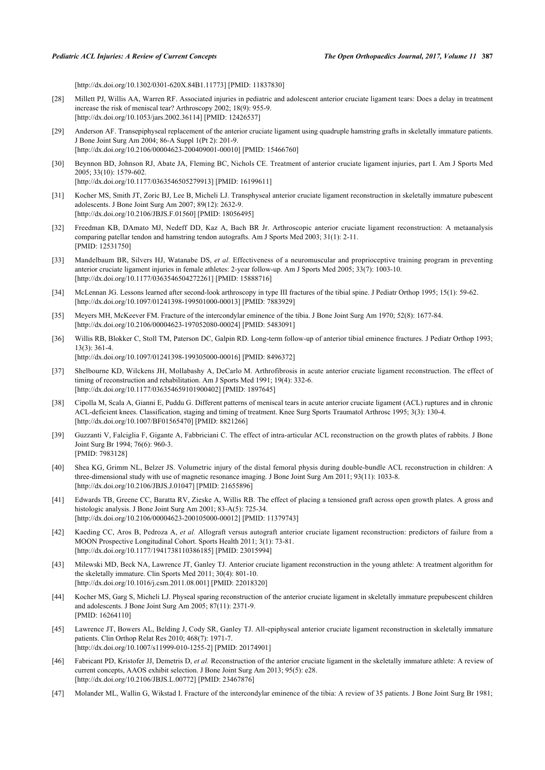[http://dx.doi.org/10.1302/0301-620X.84B1.11773] [PMID: 11837830]

[28] Millett PJ, Willis AA, Warren RF. Associated injuries in pediatric and adolescent anterior cruciate ligament tears: Does a delay in treatment increase the risk of meniscal tear? Arthroscopy 2002; 18(9): 955-9.
[http://dx.doi.org/10.1053/jars.2002.36114] [PMID: 12426537]

[29] Anderson AF. Transepiphyseal replacement of the anterior cruciate ligament using quadruple hamstring grafts in skeletally immature patients. J Bone Joint Surg Am 2004; 86-A Suppl 1(Pt 2): 201-9.
[http://dx.doi.org/10.2106/00004623-200409001-00010] [PMID: 15466760]

[30] Beynnon BD, Johnson RJ, Abate JA, Fleming BC, Nichols CE. Treatment of anterior cruciate ligament injuries, part I. Am J Sports Med 2005; 33(10): 1579-602.
[http://dx.doi.org/10.1177/0363546505279913] [PMID: 16199611]

[31] Kocher MS, Smith JT, Zoric BJ, Lee B, Micheli LJ. Transphyseal anterior cruciate ligament reconstruction in skeletally immature pubescent adolescents. J Bone Joint Surg Am 2007; 89(12): 2632-9.
[http://dx.doi.org/10.2106/JBJS.F.01560] [PMID: 18056495]

[32] Freedman KB, DAmato MJ, Nedeff DD, Kaz A, Bach BR Jr. Arthroscopic anterior cruciate ligament reconstruction: A metaanalysis comparing patellar tendon and hamstring tendon autografts. Am J Sports Med 2003; 31(1): 2-11.
[PMID: 12531750]

[33] Mandelbaum BR, Silvers HJ, Watanabe DS, *et al.* Effectiveness of a neuromuscular and proprioceptive training program in preventing anterior cruciate ligament injuries in female athletes: 2-year follow-up. Am J Sports Med 2005; 33(7): 1003-10.
[http://dx.doi.org/10.1177/0363546504272261] [PMID: 15888716]

[34] McLennan JG. Lessons learned after second-look arthroscopy in type III fractures of the tibial spine. J Pediatr Orthop 1995; 15(1): 59-62.
[http://dx.doi.org/10.1097/01241398-199501000-00013] [PMID: 7883929]

[35] Meyers MH, McKeever FM. Fracture of the intercondylar eminence of the tibia. J Bone Joint Surg Am 1970; 52(8): 1677-84.
[http://dx.doi.org/10.2106/00004623-197052080-00024] [PMID: 5483091]

[36] Willis RB, Blokker C, Stoll TM, Paterson DC, Galpin RD. Long-term follow-up of anterior tibial eminence fractures. J Pediatr Orthop 1993; 13(3): 361-4.
[http://dx.doi.org/10.1097/01241398-199305000-00016] [PMID: 8496372]

[37] Shelbourne KD, Wilckens JH, Mollabashy A, DeCarlo M. Arthrofibrosis in acute anterior cruciate ligament reconstruction. The effect of timing of reconstruction and rehabilitation. Am J Sports Med 1991; 19(4): 332-6.
[http://dx.doi.org/10.1177/036354659101900402] [PMID: 1897645]

[38] Cipolla M, Scala A, Gianni E, Puddu G. Different patterns of meniscal tears in acute anterior cruciate ligament (ACL) ruptures and in chronic ACL-deficient knees. Classification, staging and timing of treatment. Knee Surg Sports Traumatol Arthrosc 1995; 3(3): 130-4.
[http://dx.doi.org/10.1007/BF01565470] [PMID: 8821266]

[39] Guzzanti V, Falciglia F, Gigante A, Fabbriciani C. The effect of intra-articular ACL reconstruction on the growth plates of rabbits. J Bone Joint Surg Br 1994; 76(6): 960-3.
[PMID: 7983128]

[40] Shea KG, Grimm NL, Belzer JS. Volumetric injury of the distal femoral physis during double-bundle ACL reconstruction in children: A three-dimensional study with use of magnetic resonance imaging. J Bone Joint Surg Am 2011; 93(11): 1033-8.
[http://dx.doi.org/10.2106/JBJS.J.01047] [PMID: 21655896]

[41] Edwards TB, Greene CC, Baratta RV, Zieske A, Willis RB. The effect of placing a tensioned graft across open growth plates. A gross and histologic analysis. J Bone Joint Surg Am 2001; 83-A(5): 725-34.
[http://dx.doi.org/10.2106/00004623-200105000-00012] [PMID: 11379743]

[42] Kaeding CC, Aros B, Pedroza A, *et al.* Allograft versus autograft anterior cruciate ligament reconstruction: predictors of failure from a MOON Prospective Longitudinal Cohort. Sports Health 2011; 3(1): 73-81.
[http://dx.doi.org/10.1177/1941738110386185] [PMID: 23015994]

[43] Milewski MD, Beck NA, Lawrence JT, Ganley TJ. Anterior cruciate ligament reconstruction in the young athlete: A treatment algorithm for the skeletally immature. Clin Sports Med 2011; 30(4): 801-10.
[http://dx.doi.org/10.1016/j.csm.2011.08.001] [PMID: 22018320]

[44] Kocher MS, Garg S, Micheli LJ. Physeal sparing reconstruction of the anterior cruciate ligament in skeletally immature prepubescent children and adolescents. J Bone Joint Surg Am 2005; 87(11): 2371-9.
[PMID: 16264110]

[45] Lawrence JT, Bowers AL, Belding J, Cody SR, Ganley TJ. All-epiphyseal anterior cruciate ligament reconstruction in skeletally immature patients. Clin Orthop Relat Res 2010; 468(7): 1971-7.
[http://dx.doi.org/10.1007/s11999-010-1255-2] [PMID: 20174901]

[46] Fabricant PD, Kristofer JJ, Demetris D, *et al.* Reconstruction of the anterior cruciate ligament in the skeletally immature athlete: A review of current concepts, AAOS exhibit selection. J Bone Joint Surg Am 2013; 95(5): e28.
[http://dx.doi.org/10.2106/JBJS.L.00772] [PMID: 23467876]

[47] Molander ML, Wallin G, Wikstad I. Fracture of the intercondylar eminence of the tibia: A review of 35 patients. J Bone Joint Surg Br 1981;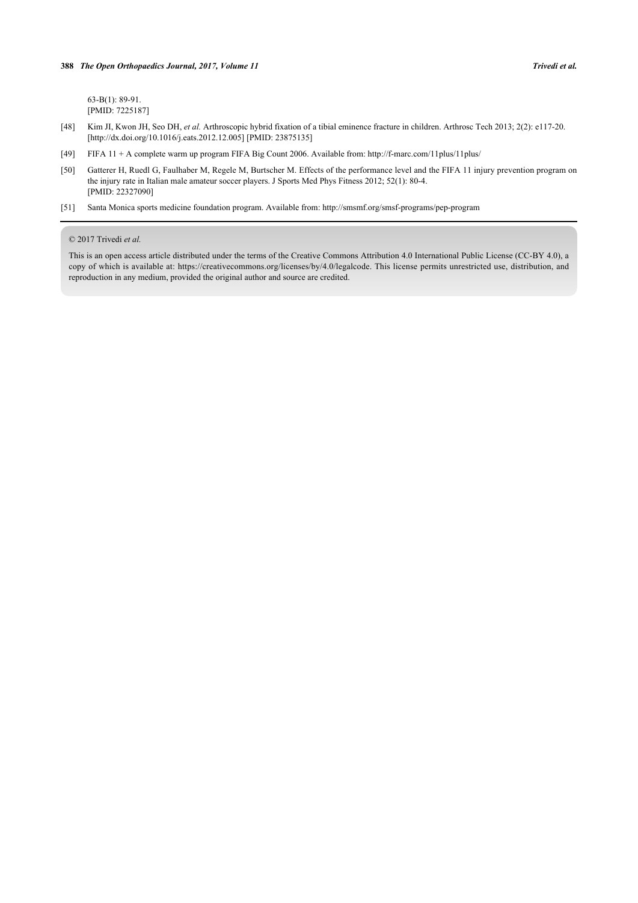63-B(1): 89-91.
[PMID: 7225187]

[48] Kim JI, Kwon JH, Seo DH, *et al.* Arthroscopic hybrid fixation of a tibial eminence fracture in children. Arthrosc Tech 2013; 2(2): e117-20. [http://dx.doi.org/10.1016/j.eats.2012.12.005] [PMID: 23875135]

[49] FIFA 11 + A complete warm up program FIFA Big Count 2006. Available from: http://f-marc.com/11plus/11plus/

[50] Gatterer H, Ruedl G, Faulhaber M, Regele M, Burtscher M. Effects of the performance level and the FIFA 11 injury prevention program on the injury rate in Italian male amateur soccer players. J Sports Med Phys Fitness 2012; 52(1): 80-4.
[PMID: 22327090]

[51] Santa Monica sports medicine foundation program. Available from: http://smsmf.org/smsf-programs/pep-program

© 2017 Trivedi *et al.*

This is an open access article distributed under the terms of the Creative Commons Attribution 4.0 International Public License (CC-BY 4.0), a copy of which is available at: https://creativecommons.org/licenses/by/4.0/legalcode. This license permits unrestricted use, distribution, and reproduction in any medium, provided the original author and source are credited.